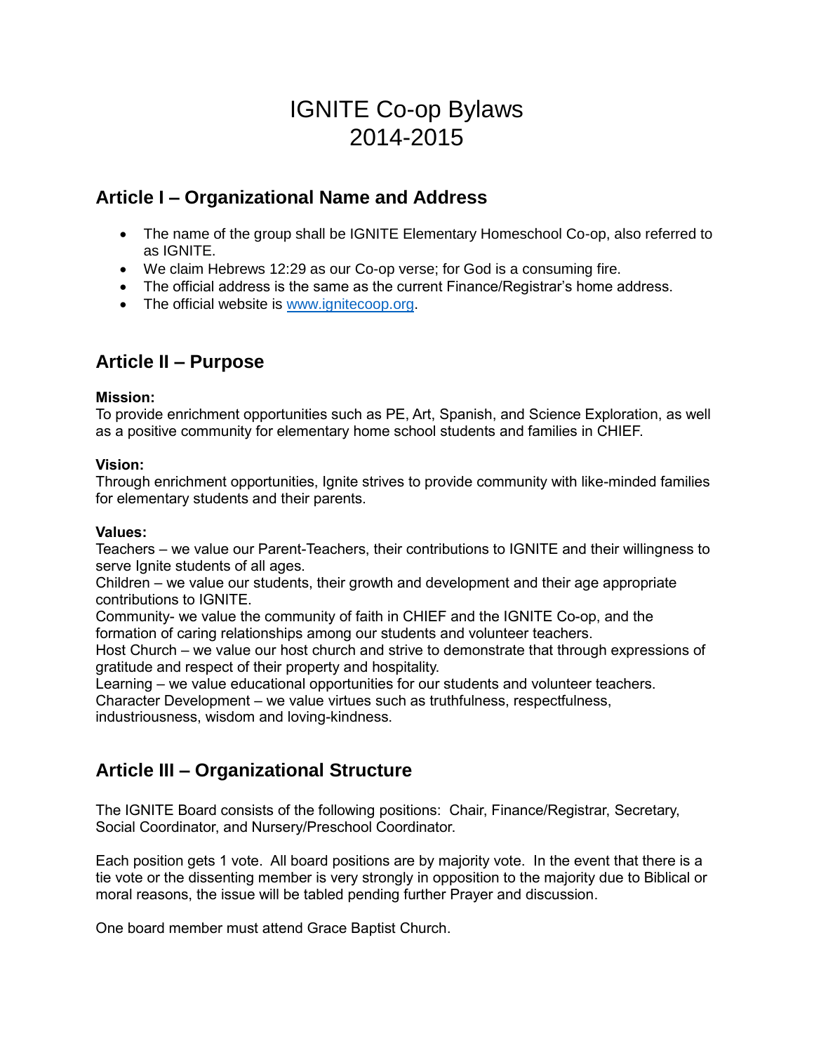# IGNITE Co-op Bylaws
# 2014-2015

## Article I – Organizational Name and Address

- The name of the group shall be IGNITE Elementary Homeschool Co-op, also referred to as IGNITE.
- We claim Hebrews 12:29 as our Co-op verse; for God is a consuming fire.
- The official address is the same as the current Finance/Registrar's home address.
- The official website is [www.ignitecoop.org](http://www.ignitecoop.org).

## Article II – Purpose

**Mission:**
To provide enrichment opportunities such as PE, Art, Spanish, and Science Exploration, as well as a positive community for elementary home school students and families in CHIEF.

**Vision:**
Through enrichment opportunities, Ignite strives to provide community with like-minded families for elementary students and their parents.

**Values:**
Teachers – we value our Parent-Teachers, their contributions to IGNITE and their willingness to serve Ignite students of all ages.
Children – we value our students, their growth and development and their age appropriate contributions to IGNITE.
Community- we value the community of faith in CHIEF and the IGNITE Co-op, and the formation of caring relationships among our students and volunteer teachers.
Host Church – we value our host church and strive to demonstrate that through expressions of gratitude and respect of their property and hospitality.
Learning – we value educational opportunities for our students and volunteer teachers.
Character Development – we value virtues such as truthfulness, respectfulness, industriousness, wisdom and loving-kindness.

## Article III – Organizational Structure

The IGNITE Board consists of the following positions: Chair, Finance/Registrar, Secretary, Social Coordinator, and Nursery/Preschool Coordinator.

Each position gets 1 vote. All board positions are by majority vote. In the event that there is a tie vote or the dissenting member is very strongly in opposition to the majority due to Biblical or moral reasons, the issue will be tabled pending further Prayer and discussion.

One board member must attend Grace Baptist Church.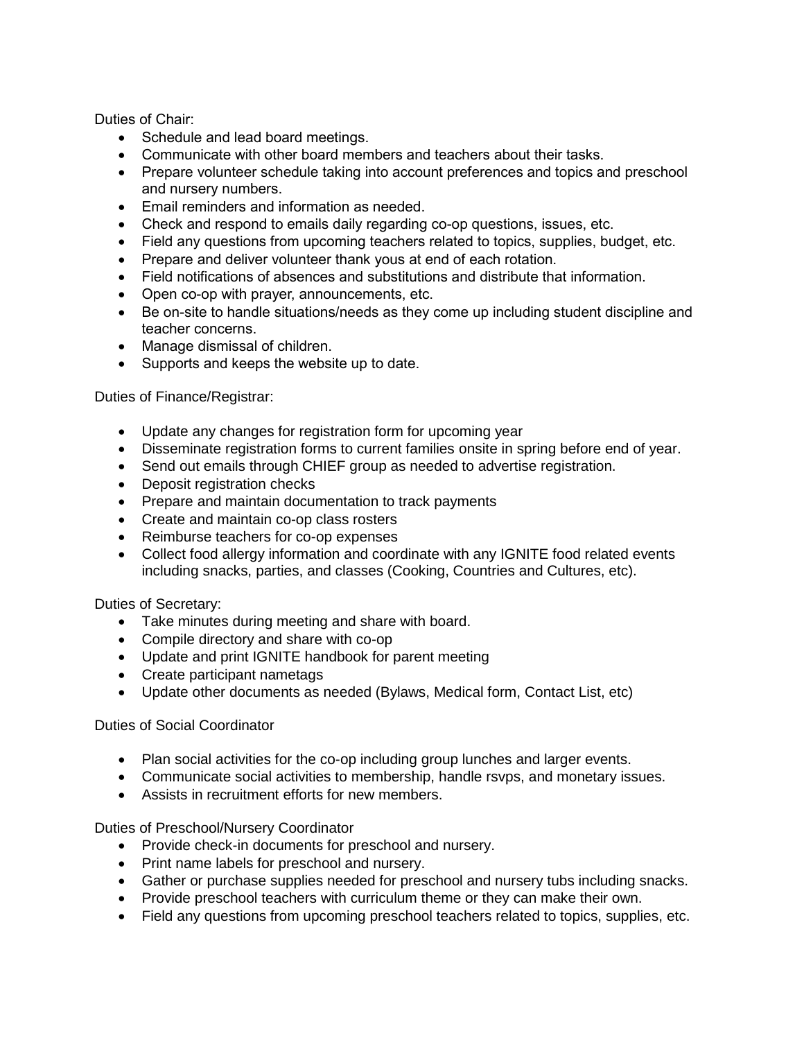Duties of Chair:

- Schedule and lead board meetings.
- Communicate with other board members and teachers about their tasks.
- Prepare volunteer schedule taking into account preferences and topics and preschool and nursery numbers.
- Email reminders and information as needed.
- Check and respond to emails daily regarding co-op questions, issues, etc.
- Field any questions from upcoming teachers related to topics, supplies, budget, etc.
- Prepare and deliver volunteer thank yous at end of each rotation.
- Field notifications of absences and substitutions and distribute that information.
- Open co-op with prayer, announcements, etc.
- Be on-site to handle situations/needs as they come up including student discipline and teacher concerns.
- Manage dismissal of children.
- Supports and keeps the website up to date.

Duties of Finance/Registrar:

- Update any changes for registration form for upcoming year
- Disseminate registration forms to current families onsite in spring before end of year.
- Send out emails through CHIEF group as needed to advertise registration.
- Deposit registration checks
- Prepare and maintain documentation to track payments
- Create and maintain co-op class rosters
- Reimburse teachers for co-op expenses
- Collect food allergy information and coordinate with any IGNITE food related events including snacks, parties, and classes (Cooking, Countries and Cultures, etc).

Duties of Secretary:

- Take minutes during meeting and share with board.
- Compile directory and share with co-op
- Update and print IGNITE handbook for parent meeting
- Create participant nametags
- Update other documents as needed (Bylaws, Medical form, Contact List, etc)

Duties of Social Coordinator

- Plan social activities for the co-op including group lunches and larger events.
- Communicate social activities to membership, handle rsvps, and monetary issues.
- Assists in recruitment efforts for new members.

Duties of Preschool/Nursery Coordinator

- Provide check-in documents for preschool and nursery.
- Print name labels for preschool and nursery.
- Gather or purchase supplies needed for preschool and nursery tubs including snacks.
- Provide preschool teachers with curriculum theme or they can make their own.
- Field any questions from upcoming preschool teachers related to topics, supplies, etc.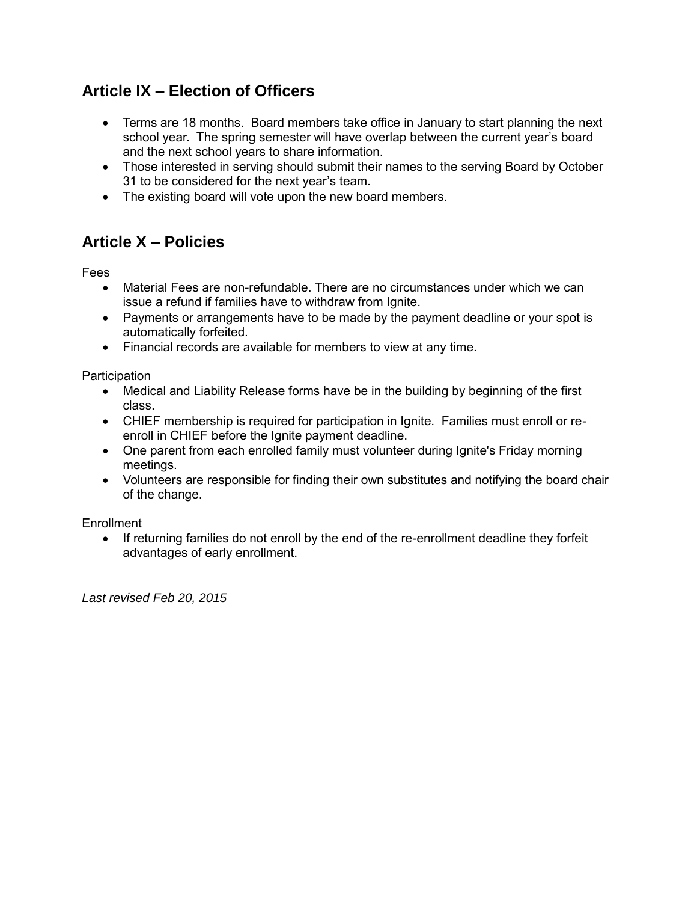## Article IX – Election of Officers

- Terms are 18 months. Board members take office in January to start planning the next school year. The spring semester will have overlap between the current year's board and the next school years to share information.
- Those interested in serving should submit their names to the serving Board by October 31 to be considered for the next year's team.
- The existing board will vote upon the new board members.

## Article X – Policies

Fees

- Material Fees are non-refundable. There are no circumstances under which we can issue a refund if families have to withdraw from Ignite.
- Payments or arrangements have to be made by the payment deadline or your spot is automatically forfeited.
- Financial records are available for members to view at any time.

Participation

- Medical and Liability Release forms have be in the building by beginning of the first class.
- CHIEF membership is required for participation in Ignite. Families must enroll or re-enroll in CHIEF before the Ignite payment deadline.
- One parent from each enrolled family must volunteer during Ignite's Friday morning meetings.
- Volunteers are responsible for finding their own substitutes and notifying the board chair of the change.

Enrollment

- If returning families do not enroll by the end of the re-enrollment deadline they forfeit advantages of early enrollment.

*Last revised Feb 20, 2015*